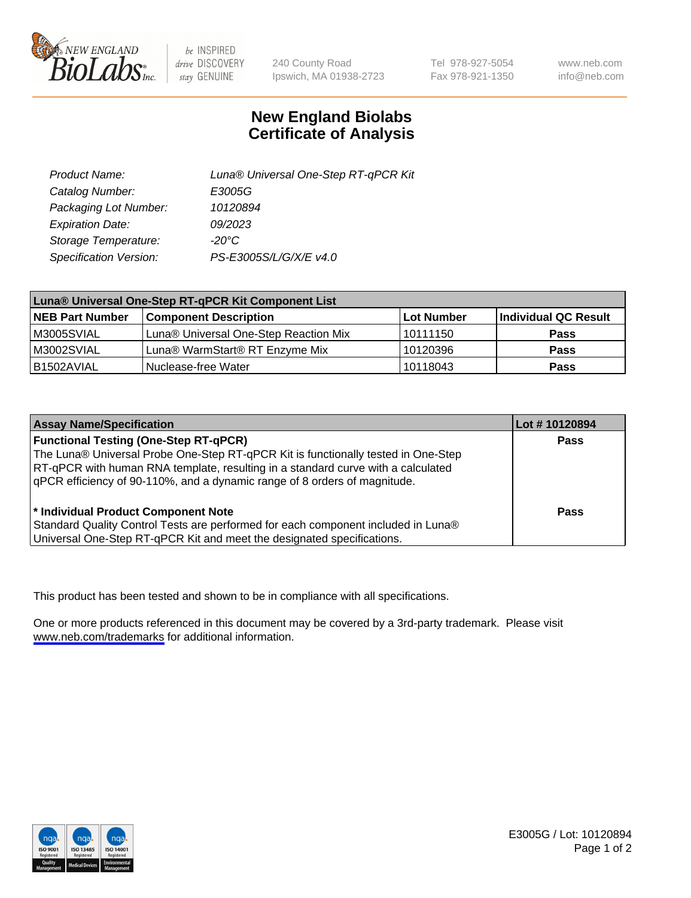# New England Biolabs
# Certificate of Analysis

| | |
|---|---|
| *Product Name:* | *Luna® Universal One-Step RT-qPCR Kit* |
| *Catalog Number:* | *E3005G* |
| *Packaging Lot Number:* | *10120894* |
| *Expiration Date:* | *09/2023* |
| *Storage Temperature:* | *-20°C* |
| *Specification Version:* | *PS-E3005S/L/G/X/E v4.0* |

| **Luna® Universal One-Step RT-qPCR Kit Component List** | | | |
|---|---|---|---|
| **NEB Part Number** | **Component Description** | **Lot Number** | **Individual QC Result** |
| M3005SVIAL | Luna® Universal One-Step Reaction Mix | 10111150 | **Pass** |
| M3002SVIAL | Luna® WarmStart® RT Enzyme Mix | 10120396 | **Pass** |
| B1502AVIAL | Nuclease-free Water | 10118043 | **Pass** |

| **Assay Name/Specification** | **Lot # 10120894** |
|---|---|
| **Functional Testing (One-Step RT-qPCR)**<br>The Luna® Universal Probe One-Step RT-qPCR Kit is functionally tested in One-Step RT-qPCR with human RNA template, resulting in a standard curve with a calculated qPCR efficiency of 90-110%, and a dynamic range of 8 orders of magnitude. | **Pass** |
| **\* Individual Product Component Note**<br>Standard Quality Control Tests are performed for each component included in Luna® Universal One-Step RT-qPCR Kit and meet the designated specifications. | **Pass** |

This product has been tested and shown to be in compliance with all specifications.

One or more products referenced in this document may be covered by a 3rd-party trademark. Please visit www.neb.com/trademarks for additional information.

E3005G / Lot: 10120894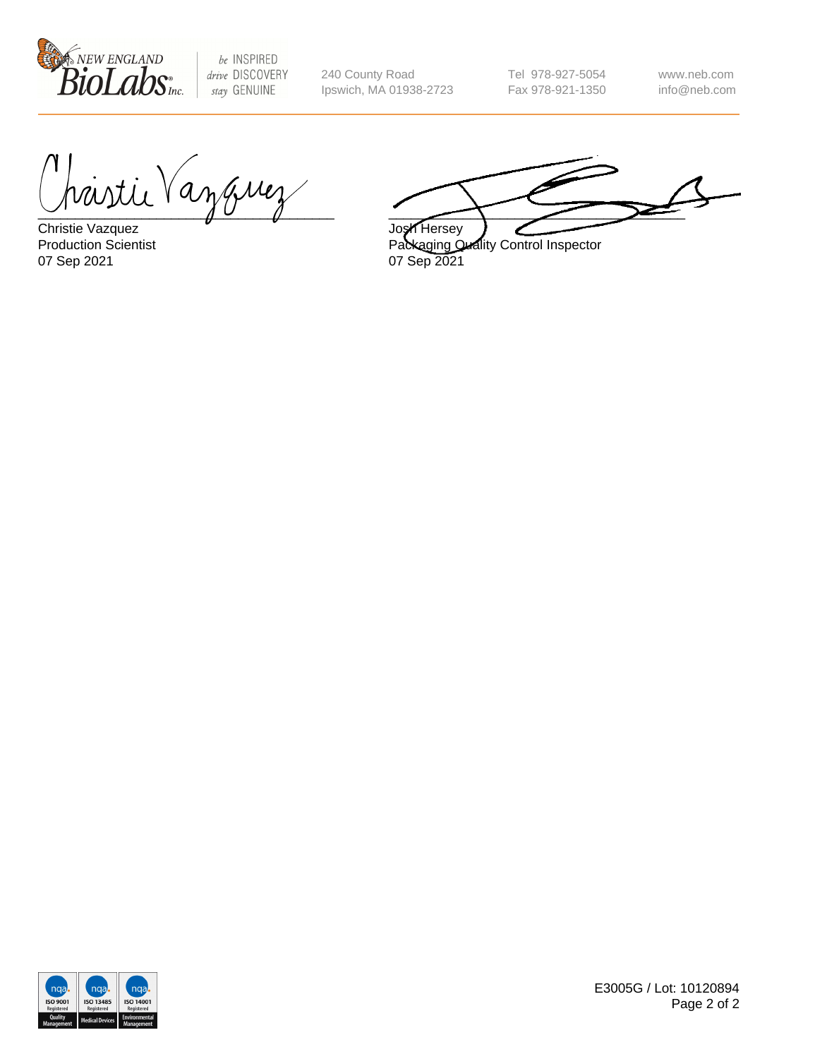Christie Vazquez
Production Scientist
07 Sep 2021

Josh Hersey
Packaging Quality Control Inspector
07 Sep 2021

E3005G / Lot: 10120894